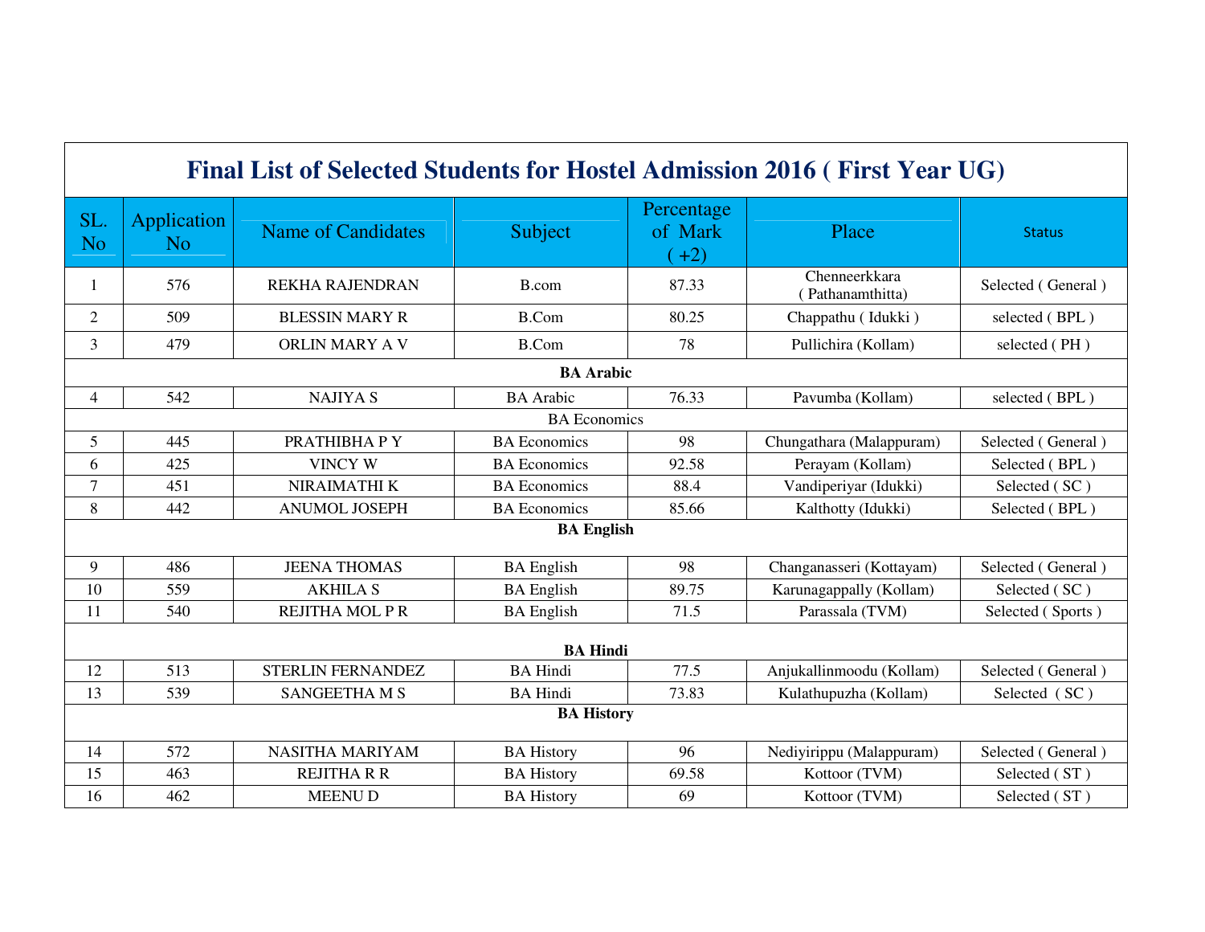# Final List of Selected Students for Hostel Admission 2016 ( First Year UG)

| SL. No | Application No | Name of Candidates | Subject | Percentage of Mark ( +2) | Place | Status |
|---|---|---|---|---|---|---|
| 1 | 576 | REKHA RAJENDRAN | B.com | 87.33 | Chenneerkkara ( Pathanamthitta) | Selected ( General ) |
| 2 | 509 | BLESSIN MARY R | B.Com | 80.25 | Chappathu ( Idukki ) | selected ( BPL ) |
| 3 | 479 | ORLIN MARY A V | B.Com | 78 | Pullichira (Kollam) | selected ( PH ) |
| **BA Arabic** | | | | | | |
| 4 | 542 | NAJIYA S | BA Arabic | 76.33 | Pavumba (Kollam) | selected ( BPL ) |
| BA Economics | | | | | | |
| 5 | 445 | PRATHIBHA P Y | BA Economics | 98 | Chungathara (Malappuram) | Selected ( General ) |
| 6 | 425 | VINCY W | BA Economics | 92.58 | Perayam (Kollam) | Selected ( BPL ) |
| 7 | 451 | NIRAIMATHI K | BA Economics | 88.4 | Vandiperiyar (Idukki) | Selected ( SC ) |
| 8 | 442 | ANUMOL JOSEPH | BA Economics | 85.66 | Kalthotty (Idukki) | Selected ( BPL ) |
| **BA English** | | | | | | |
| 9 | 486 | JEENA THOMAS | BA English | 98 | Changanasseri (Kottayam) | Selected ( General ) |
| 10 | 559 | AKHILA S | BA English | 89.75 | Karunagappally (Kollam) | Selected ( SC ) |
| 11 | 540 | REJITHA MOL P R | BA English | 71.5 | Parassala (TVM) | Selected ( Sports ) |
| **BA Hindi** | | | | | | |
| 12 | 513 | STERLIN FERNANDEZ | BA Hindi | 77.5 | Anjukallinmoodu (Kollam) | Selected ( General ) |
| 13 | 539 | SANGEETHA M S | BA Hindi | 73.83 | Kulathupuzha (Kollam) | Selected ( SC ) |
| **BA History** | | | | | | |
| 14 | 572 | NASITHA MARIYAM | BA History | 96 | Nediyirippu (Malappuram) | Selected ( General ) |
| 15 | 463 | REJITHA R R | BA History | 69.58 | Kottoor (TVM) | Selected ( ST ) |
| 16 | 462 | MEENU D | BA History | 69 | Kottoor (TVM) | Selected ( ST ) |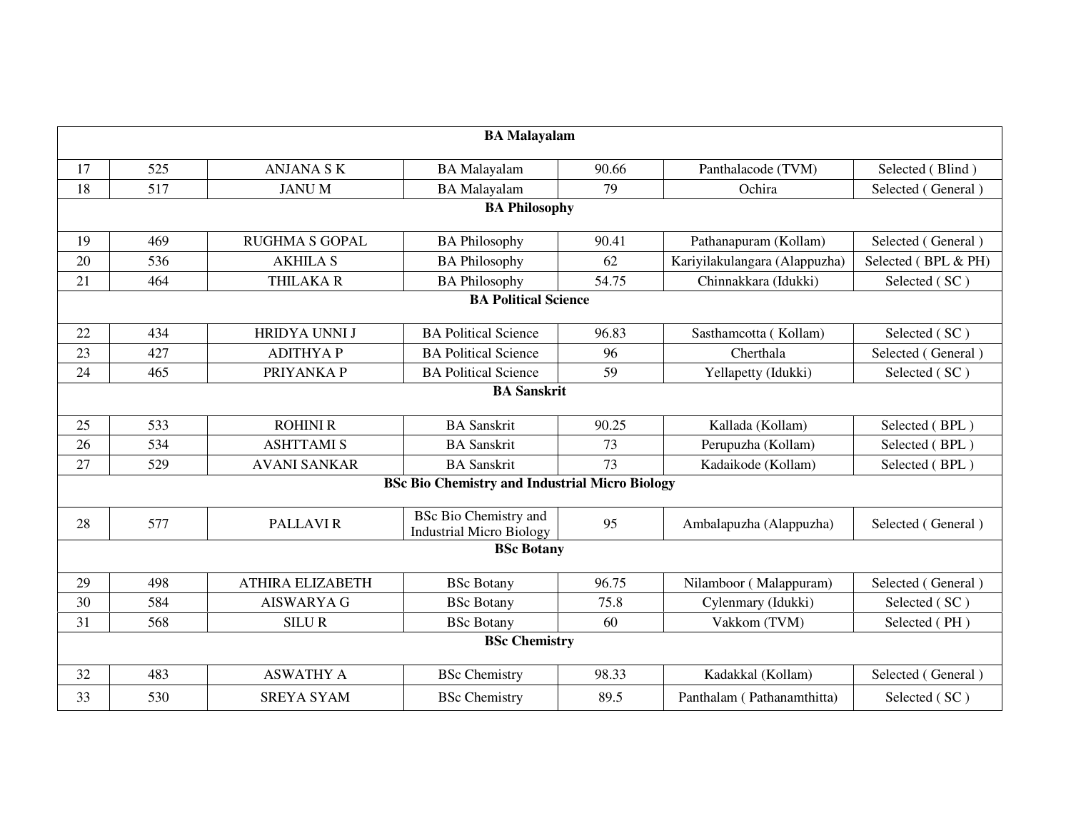| | | | | | | |
|---|---|---|---|---|---|---|
| **BA Malayalam** | | | | | | |
| 17 | 525 | ANJANA S K | BA Malayalam | 90.66 | Panthalacode (TVM) | Selected ( Blind ) |
| 18 | 517 | JANU M | BA Malayalam | 79 | Ochira | Selected ( General ) |
| **BA Philosophy** | | | | | | |
| 19 | 469 | RUGHMA S GOPAL | BA Philosophy | 90.41 | Pathanapuram (Kollam) | Selected ( General ) |
| 20 | 536 | AKHILA S | BA Philosophy | 62 | Kariyilakulangara (Alappuzha) | Selected ( BPL & PH) |
| 21 | 464 | THILAKA R | BA Philosophy | 54.75 | Chinnakkara (Idukki) | Selected ( SC ) |
| **BA Political Science** | | | | | | |
| 22 | 434 | HRIDYA UNNI J | BA Political Science | 96.83 | Sasthamcotta ( Kollam) | Selected ( SC ) |
| 23 | 427 | ADITHYA P | BA Political Science | 96 | Cherthala | Selected ( General ) |
| 24 | 465 | PRIYANKA P | BA Political Science | 59 | Yellapetty (Idukki) | Selected ( SC ) |
| **BA Sanskrit** | | | | | | |
| 25 | 533 | ROHINI R | BA Sanskrit | 90.25 | Kallada (Kollam) | Selected ( BPL ) |
| 26 | 534 | ASHTTAMI S | BA Sanskrit | 73 | Perupuzha (Kollam) | Selected ( BPL ) |
| 27 | 529 | AVANI SANKAR | BA Sanskrit | 73 | Kadaikode (Kollam) | Selected ( BPL ) |
| **BSc Bio Chemistry and Industrial Micro Biology** | | | | | | |
| 28 | 577 | PALLAVI R | BSc Bio Chemistry and Industrial Micro Biology | 95 | Ambalapuzha (Alappuzha) | Selected ( General ) |
| **BSc Botany** | | | | | | |
| 29 | 498 | ATHIRA ELIZABETH | BSc Botany | 96.75 | Nilamboor ( Malappuram) | Selected ( General ) |
| 30 | 584 | AISWARYA G | BSc Botany | 75.8 | Cylenmary (Idukki) | Selected ( SC ) |
| 31 | 568 | SILU R | BSc Botany | 60 | Vakkom (TVM) | Selected ( PH ) |
| **BSc Chemistry** | | | | | | |
| 32 | 483 | ASWATHY A | BSc Chemistry | 98.33 | Kadakkal (Kollam) | Selected ( General ) |
| 33 | 530 | SREYA SYAM | BSc Chemistry | 89.5 | Panthalam ( Pathanamthitta) | Selected ( SC ) |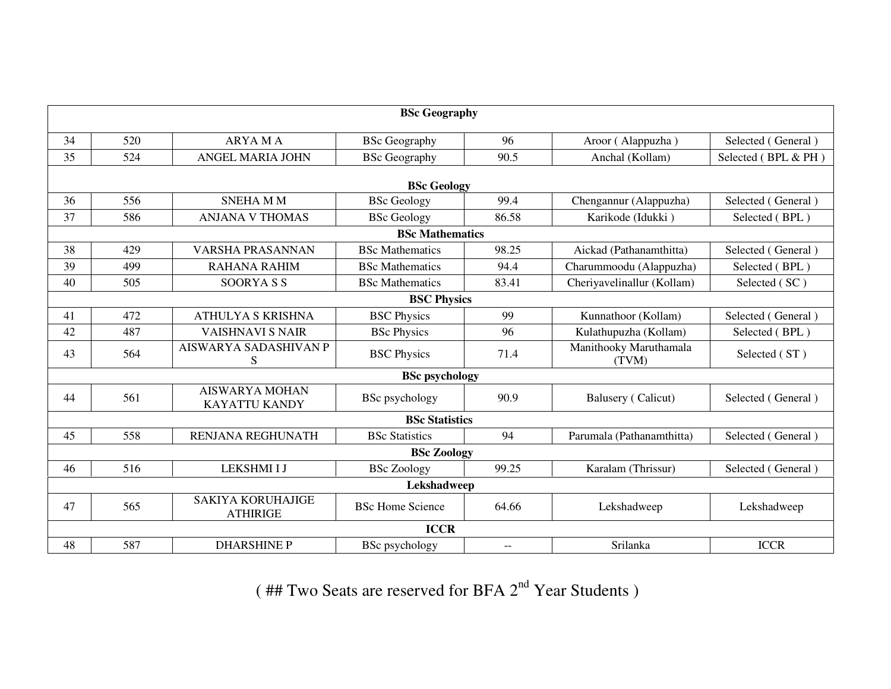| | | | | | | |
|---|---|---|---|---|---|---|
| **BSc Geography** | | | | | | |
| 34 | 520 | ARYA M A | BSc Geography | 96 | Aroor ( Alappuzha ) | Selected ( General ) |
| 35 | 524 | ANGEL MARIA JOHN | BSc Geography | 90.5 | Anchal (Kollam) | Selected ( BPL & PH ) |
| **BSc Geology** | | | | | | |
| 36 | 556 | SNEHA M M | BSc Geology | 99.4 | Chengannur (Alappuzha) | Selected ( General ) |
| 37 | 586 | ANJANA V THOMAS | BSc Geology | 86.58 | Karikode (Idukki ) | Selected ( BPL ) |
| **BSc Mathematics** | | | | | | |
| 38 | 429 | VARSHA PRASANNAN | BSc Mathematics | 98.25 | Aickad (Pathanamthitta) | Selected ( General ) |
| 39 | 499 | RAHANA RAHIM | BSc Mathematics | 94.4 | Charummoodu (Alappuzha) | Selected ( BPL ) |
| 40 | 505 | SOORYA S S | BSc Mathematics | 83.41 | Cheriyavelinallur (Kollam) | Selected ( SC ) |
| **BSC Physics** | | | | | | |
| 41 | 472 | ATHULYA S KRISHNA | BSC Physics | 99 | Kunnathoor (Kollam) | Selected ( General ) |
| 42 | 487 | VAISHNAVI S NAIR | BSc Physics | 96 | Kulathupuzha (Kollam) | Selected ( BPL ) |
| 43 | 564 | AISWARYA SADASHIVAN P S | BSC Physics | 71.4 | Manithooky Maruthamala (TVM) | Selected ( ST ) |
| **BSc psychology** | | | | | | |
| 44 | 561 | AISWARYA MOHAN KAYATTU KANDY | BSc psychology | 90.9 | Balusery ( Calicut) | Selected ( General ) |
| **BSc Statistics** | | | | | | |
| 45 | 558 | RENJANA REGHUNATH | BSc Statistics | 94 | Parumala (Pathanamthitta) | Selected ( General ) |
| **BSc Zoology** | | | | | | |
| 46 | 516 | LEKSHMI I J | BSc Zoology | 99.25 | Karalam (Thrissur) | Selected ( General ) |
| **Lekshadweep** | | | | | | |
| 47 | 565 | SAKIYA KORUHAJIGE ATHIRIGE | BSc Home Science | 64.66 | Lekshadweep | Lekshadweep |
| **ICCR** | | | | | | |
| 48 | 587 | DHARSHINE P | BSc psychology | -- | Srilanka | ICCR |

( ## Two Seats are reserved for BFA 2nd Year Students )